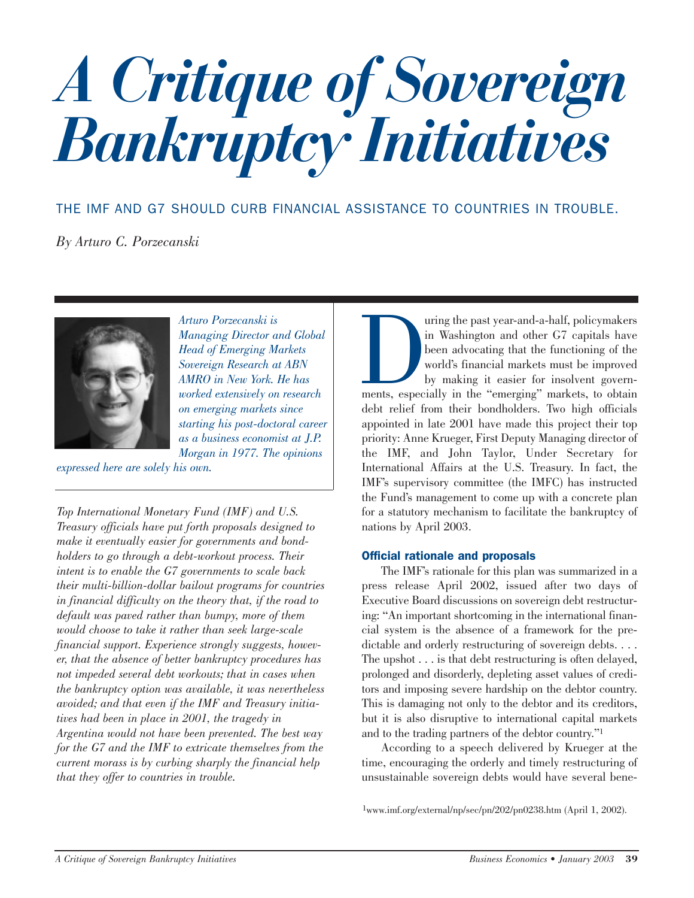# A Critique of Sovereign Bankruptcy Initiatives

THE IMF AND G7 SHOULD CURB FINANCIAL ASSISTANCE TO COUNTRIES IN TROUBLE.

*By Arturo C. Porzecanski*

*Arturo Porzecanski is Managing Director and Global Head of Emerging Markets Sovereign Research at ABN AMRO in New York. He has worked extensively on research on emerging markets since starting his post-doctoral career as a business economist at J.P. Morgan in 1977. The opinions expressed here are solely his own.*

*Top International Monetary Fund (IMF) and U.S. Treasury officials have put forth proposals designed to make it eventually easier for governments and bondholders to go through a debt-workout process. Their intent is to enable the G7 governments to scale back their multi-billion-dollar bailout programs for countries in financial difficulty on the theory that, if the road to default was paved rather than bumpy, more of them would choose to take it rather than seek large-scale financial support. Experience strongly suggests, however, that the absence of better bankruptcy procedures has not impeded several debt workouts; that in cases when the bankruptcy option was available, it was nevertheless avoided; and that even if the IMF and Treasury initiatives had been in place in 2001, the tragedy in Argentina would not have been prevented. The best way for the G7 and the IMF to extricate themselves from the current morass is by curbing sharply the financial help that they offer to countries in trouble.*

During the past year-and-a-half, policymakers in Washington and other G7 capitals have been advocating that the functioning of the world's financial markets must be improved by making it easier for insolvent governments, especially in the "emerging" markets, to obtain debt relief from their bondholders. Two high officials appointed in late 2001 have made this project their top priority: Anne Krueger, First Deputy Managing director of the IMF, and John Taylor, Under Secretary for International Affairs at the U.S. Treasury. In fact, the IMF's supervisory committee (the IMFC) has instructed the Fund's management to come up with a concrete plan for a statutory mechanism to facilitate the bankruptcy of nations by April 2003.

### Official rationale and proposals

The IMF's rationale for this plan was summarized in a press release April 2002, issued after two days of Executive Board discussions on sovereign debt restructuring: "An important shortcoming in the international financial system is the absence of a framework for the predictable and orderly restructuring of sovereign debts. . . . The upshot . . . is that debt restructuring is often delayed, prolonged and disorderly, depleting asset values of creditors and imposing severe hardship on the debtor country. This is damaging not only to the debtor and its creditors, but it is also disruptive to international capital markets and to the trading partners of the debtor country."[1]

According to a speech delivered by Krueger at the time, encouraging the orderly and timely restructuring of unsustainable sovereign debts would have several bene-

[1] www.imf.org/external/np/sec/pn/202/pn0238.htm (April 1, 2002).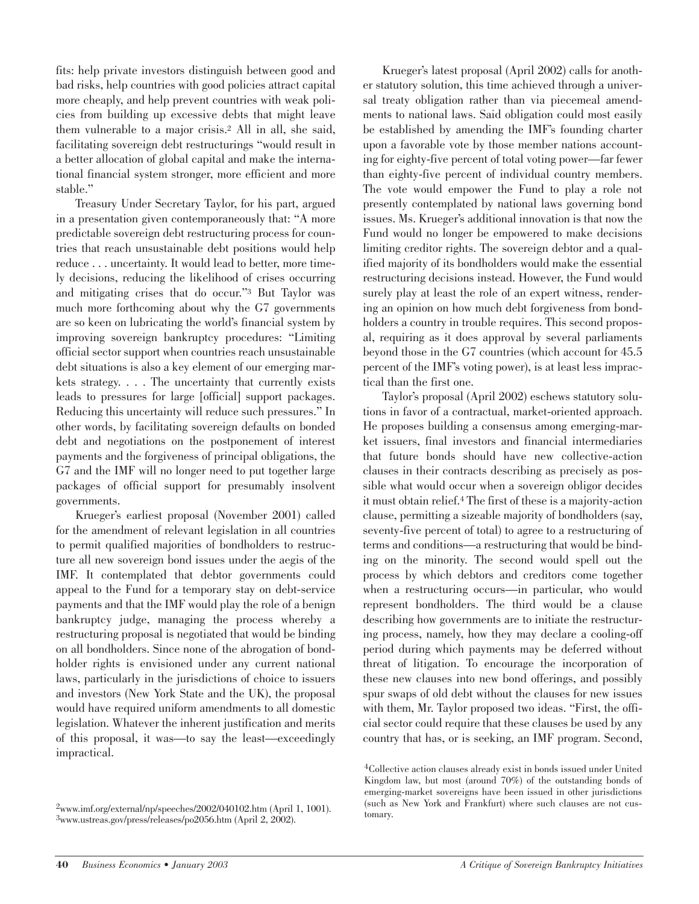fits: help private investors distinguish between good and bad risks, help countries with good policies attract capital more cheaply, and help prevent countries with weak policies from building up excessive debts that might leave them vulnerable to a major crisis.[2] All in all, she said, facilitating sovereign debt restructurings "would result in a better allocation of global capital and make the international financial system stronger, more efficient and more stable."

Treasury Under Secretary Taylor, for his part, argued in a presentation given contemporaneously that: "A more predictable sovereign debt restructuring process for countries that reach unsustainable debt positions would help reduce . . . uncertainty. It would lead to better, more timely decisions, reducing the likelihood of crises occurring and mitigating crises that do occur."[3] But Taylor was much more forthcoming about why the G7 governments are so keen on lubricating the world's financial system by improving sovereign bankruptcy procedures: "Limiting official sector support when countries reach unsustainable debt situations is also a key element of our emerging markets strategy. . . . The uncertainty that currently exists leads to pressures for large [official] support packages. Reducing this uncertainty will reduce such pressures." In other words, by facilitating sovereign defaults on bonded debt and negotiations on the postponement of interest payments and the forgiveness of principal obligations, the G7 and the IMF will no longer need to put together large packages of official support for presumably insolvent governments.

Krueger's earliest proposal (November 2001) called for the amendment of relevant legislation in all countries to permit qualified majorities of bondholders to restructure all new sovereign bond issues under the aegis of the IMF. It contemplated that debtor governments could appeal to the Fund for a temporary stay on debt-service payments and that the IMF would play the role of a benign bankruptcy judge, managing the process whereby a restructuring proposal is negotiated that would be binding on all bondholders. Since none of the abrogation of bondholder rights is envisioned under any current national laws, particularly in the jurisdictions of choice to issuers and investors (New York State and the UK), the proposal would have required uniform amendments to all domestic legislation. Whatever the inherent justification and merits of this proposal, it was—to say the least—exceedingly impractical.

Krueger's latest proposal (April 2002) calls for another statutory solution, this time achieved through a universal treaty obligation rather than via piecemeal amendments to national laws. Said obligation could most easily be established by amending the IMF's founding charter upon a favorable vote by those member nations accounting for eighty-five percent of total voting power—far fewer than eighty-five percent of individual country members. The vote would empower the Fund to play a role not presently contemplated by national laws governing bond issues. Ms. Krueger's additional innovation is that now the Fund would no longer be empowered to make decisions limiting creditor rights. The sovereign debtor and a qualified majority of its bondholders would make the essential restructuring decisions instead. However, the Fund would surely play at least the role of an expert witness, rendering an opinion on how much debt forgiveness from bondholders a country in trouble requires. This second proposal, requiring as it does approval by several parliaments beyond those in the G7 countries (which account for 45.5 percent of the IMF's voting power), is at least less impractical than the first one.

Taylor's proposal (April 2002) eschews statutory solutions in favor of a contractual, market-oriented approach. He proposes building a consensus among emerging-market issuers, final investors and financial intermediaries that future bonds should have new collective-action clauses in their contracts describing as precisely as possible what would occur when a sovereign obligor decides it must obtain relief.[4] The first of these is a majority-action clause, permitting a sizeable majority of bondholders (say, seventy-five percent of total) to agree to a restructuring of terms and conditions—a restructuring that would be binding on the minority. The second would spell out the process by which debtors and creditors come together when a restructuring occurs—in particular, who would represent bondholders. The third would be a clause describing how governments are to initiate the restructuring process, namely, how they may declare a cooling-off period during which payments may be deferred without threat of litigation. To encourage the incorporation of these new clauses into new bond offerings, and possibly spur swaps of old debt without the clauses for new issues with them, Mr. Taylor proposed two ideas. "First, the official sector could require that these clauses be used by any country that has, or is seeking, an IMF program. Second,

[2] www.imf.org/external/np/speeches/2002/040102.htm (April 1, 1001).
[3] www.ustreas.gov/press/releases/po2056.htm (April 2, 2002).

[4] Collective action clauses already exist in bonds issued under United Kingdom law, but most (around 70%) of the outstanding bonds of emerging-market sovereigns have been issued in other jurisdictions (such as New York and Frankfurt) where such clauses are not customary.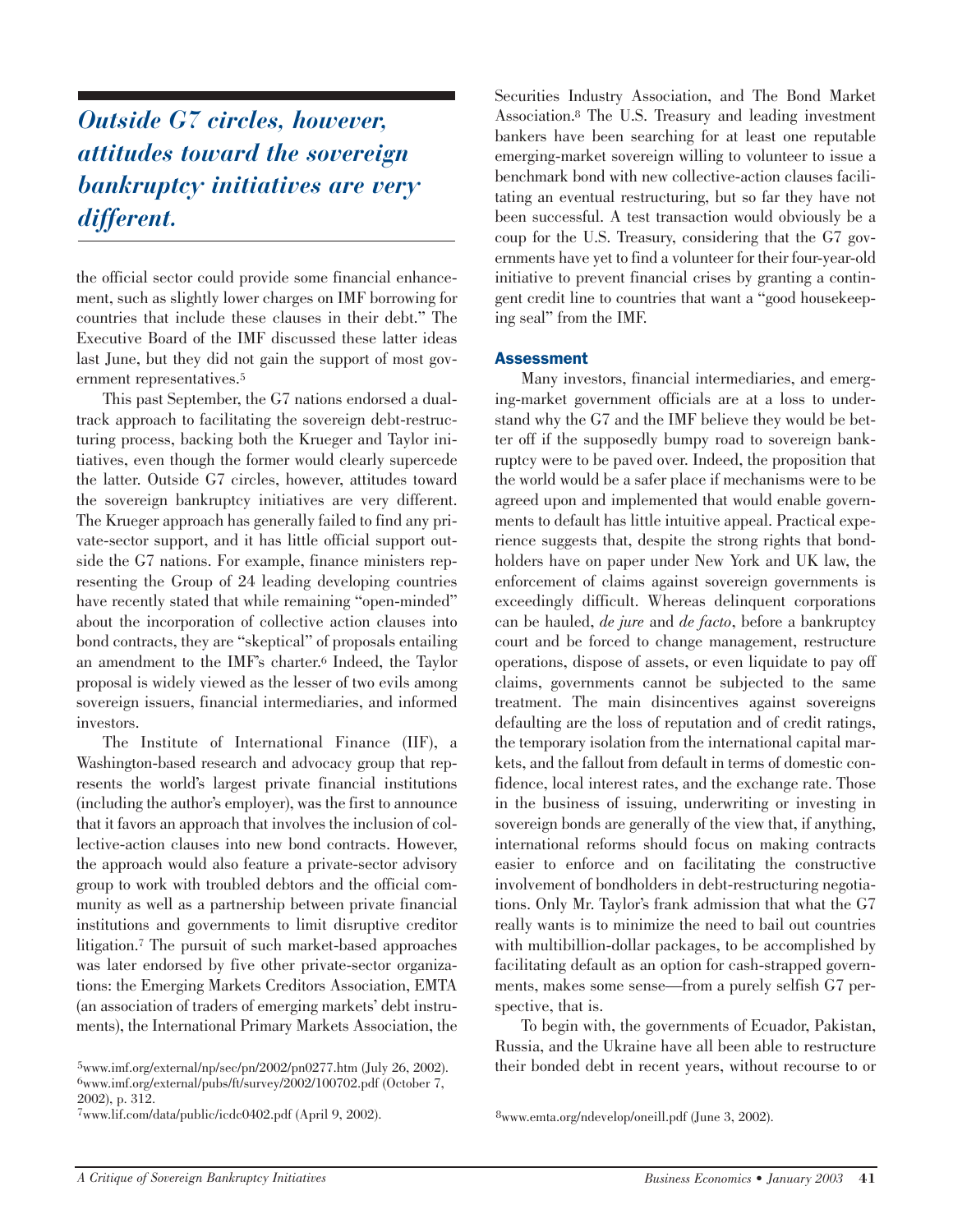*Outside G7 circles, however, attitudes toward the sovereign bankruptcy initiatives are very different.*

the official sector could provide some financial enhancement, such as slightly lower charges on IMF borrowing for countries that include these clauses in their debt." The Executive Board of the IMF discussed these latter ideas last June, but they did not gain the support of most government representatives.[5]

This past September, the G7 nations endorsed a dual-track approach to facilitating the sovereign debt-restructuring process, backing both the Krueger and Taylor initiatives, even though the former would clearly supercede the latter. Outside G7 circles, however, attitudes toward the sovereign bankruptcy initiatives are very different. The Krueger approach has generally failed to find any private-sector support, and it has little official support outside the G7 nations. For example, finance ministers representing the Group of 24 leading developing countries have recently stated that while remaining "open-minded" about the incorporation of collective action clauses into bond contracts, they are "skeptical" of proposals entailing an amendment to the IMF's charter.[6] Indeed, the Taylor proposal is widely viewed as the lesser of two evils among sovereign issuers, financial intermediaries, and informed investors.

The Institute of International Finance (IIF), a Washington-based research and advocacy group that represents the world's largest private financial institutions (including the author's employer), was the first to announce that it favors an approach that involves the inclusion of collective-action clauses into new bond contracts. However, the approach would also feature a private-sector advisory group to work with troubled debtors and the official community as well as a partnership between private financial institutions and governments to limit disruptive creditor litigation.[7] The pursuit of such market-based approaches was later endorsed by five other private-sector organizations: the Emerging Markets Creditors Association, EMTA (an association of traders of emerging markets' debt instruments), the International Primary Markets Association, the Securities Industry Association, and The Bond Market Association.[8] The U.S. Treasury and leading investment bankers have been searching for at least one reputable emerging-market sovereign willing to volunteer to issue a benchmark bond with new collective-action clauses facilitating an eventual restructuring, but so far they have not been successful. A test transaction would obviously be a coup for the U.S. Treasury, considering that the G7 governments have yet to find a volunteer for their four-year-old initiative to prevent financial crises by granting a contingent credit line to countries that want a "good housekeeping seal" from the IMF.

## Assessment

Many investors, financial intermediaries, and emerging-market government officials are at a loss to understand why the G7 and the IMF believe they would be better off if the supposedly bumpy road to sovereign bankruptcy were to be paved over. Indeed, the proposition that the world would be a safer place if mechanisms were to be agreed upon and implemented that would enable governments to default has little intuitive appeal. Practical experience suggests that, despite the strong rights that bondholders have on paper under New York and UK law, the enforcement of claims against sovereign governments is exceedingly difficult. Whereas delinquent corporations can be hauled, *de jure* and *de facto*, before a bankruptcy court and be forced to change management, restructure operations, dispose of assets, or even liquidate to pay off claims, governments cannot be subjected to the same treatment. The main disincentives against sovereigns defaulting are the loss of reputation and of credit ratings, the temporary isolation from the international capital markets, and the fallout from default in terms of domestic confidence, local interest rates, and the exchange rate. Those in the business of issuing, underwriting or investing in sovereign bonds are generally of the view that, if anything, international reforms should focus on making contracts easier to enforce and on facilitating the constructive involvement of bondholders in debt-restructuring negotiations. Only Mr. Taylor's frank admission that what the G7 really wants is to minimize the need to bail out countries with multibillion-dollar packages, to be accomplished by facilitating default as an option for cash-strapped governments, makes some sense—from a purely selfish G7 perspective, that is.

To begin with, the governments of Ecuador, Pakistan, Russia, and the Ukraine have all been able to restructure their bonded debt in recent years, without recourse to or

[5] www.imf.org/external/np/sec/pn/2002/pn0277.htm (July 26, 2002).
[6] www.imf.org/external/pubs/ft/survey/2002/100702.pdf (October 7, 2002), p. 312.
[7] www.iif.com/data/public/icdc0402.pdf (April 9, 2002).
[8] www.emta.org/ndevelop/oneill.pdf (June 3, 2002).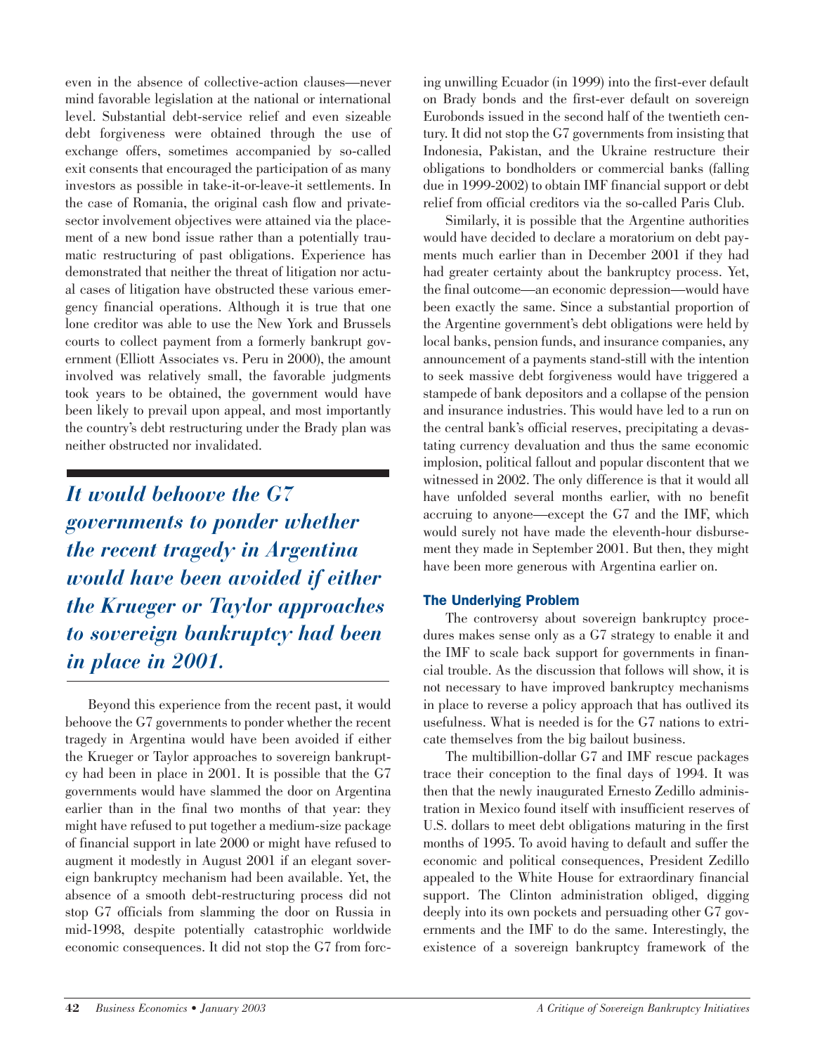even in the absence of collective-action clauses—never mind favorable legislation at the national or international level. Substantial debt-service relief and even sizeable debt forgiveness were obtained through the use of exchange offers, sometimes accompanied by so-called exit consents that encouraged the participation of as many investors as possible in take-it-or-leave-it settlements. In the case of Romania, the original cash flow and private-sector involvement objectives were attained via the placement of a new bond issue rather than a potentially traumatic restructuring of past obligations. Experience has demonstrated that neither the threat of litigation nor actual cases of litigation have obstructed these various emergency financial operations. Although it is true that one lone creditor was able to use the New York and Brussels courts to collect payment from a formerly bankrupt government (Elliott Associates vs. Peru in 2000), the amount involved was relatively small, the favorable judgments took years to be obtained, the government would have been likely to prevail upon appeal, and most importantly the country's debt restructuring under the Brady plan was neither obstructed nor invalidated.

> ***It would behoove the G7 governments to ponder whether the recent tragedy in Argentina would have been avoided if either the Krueger or Taylor approaches to sovereign bankruptcy had been in place in 2001.***

Beyond this experience from the recent past, it would behoove the G7 governments to ponder whether the recent tragedy in Argentina would have been avoided if either the Krueger or Taylor approaches to sovereign bankruptcy had been in place in 2001. It is possible that the G7 governments would have slammed the door on Argentina earlier than in the final two months of that year: they might have refused to put together a medium-size package of financial support in late 2000 or might have refused to augment it modestly in August 2001 if an elegant sovereign bankruptcy mechanism had been available. Yet, the absence of a smooth debt-restructuring process did not stop G7 officials from slamming the door on Russia in mid-1998, despite potentially catastrophic worldwide economic consequences. It did not stop the G7 from forcing unwilling Ecuador (in 1999) into the first-ever default on Brady bonds and the first-ever default on sovereign Eurobonds issued in the second half of the twentieth century. It did not stop the G7 governments from insisting that Indonesia, Pakistan, and the Ukraine restructure their obligations to bondholders or commercial banks (falling due in 1999-2002) to obtain IMF financial support or debt relief from official creditors via the so-called Paris Club.

Similarly, it is possible that the Argentine authorities would have decided to declare a moratorium on debt payments much earlier than in December 2001 if they had had greater certainty about the bankruptcy process. Yet, the final outcome—an economic depression—would have been exactly the same. Since a substantial proportion of the Argentine government's debt obligations were held by local banks, pension funds, and insurance companies, any announcement of a payments stand-still with the intention to seek massive debt forgiveness would have triggered a stampede of bank depositors and a collapse of the pension and insurance industries. This would have led to a run on the central bank's official reserves, precipitating a devastating currency devaluation and thus the same economic implosion, political fallout and popular discontent that we witnessed in 2002. The only difference is that it would all have unfolded several months earlier, with no benefit accruing to anyone—except the G7 and the IMF, which would surely not have made the eleventh-hour disbursement they made in September 2001. But then, they might have been more generous with Argentina earlier on.

### The Underlying Problem

The controversy about sovereign bankruptcy procedures makes sense only as a G7 strategy to enable it and the IMF to scale back support for governments in financial trouble. As the discussion that follows will show, it is not necessary to have improved bankruptcy mechanisms in place to reverse a policy approach that has outlived its usefulness. What is needed is for the G7 nations to extricate themselves from the big bailout business.

The multibillion-dollar G7 and IMF rescue packages trace their conception to the final days of 1994. It was then that the newly inaugurated Ernesto Zedillo administration in Mexico found itself with insufficient reserves of U.S. dollars to meet debt obligations maturing in the first months of 1995. To avoid having to default and suffer the economic and political consequences, President Zedillo appealed to the White House for extraordinary financial support. The Clinton administration obliged, digging deeply into its own pockets and persuading other G7 governments and the IMF to do the same. Interestingly, the existence of a sovereign bankruptcy framework of the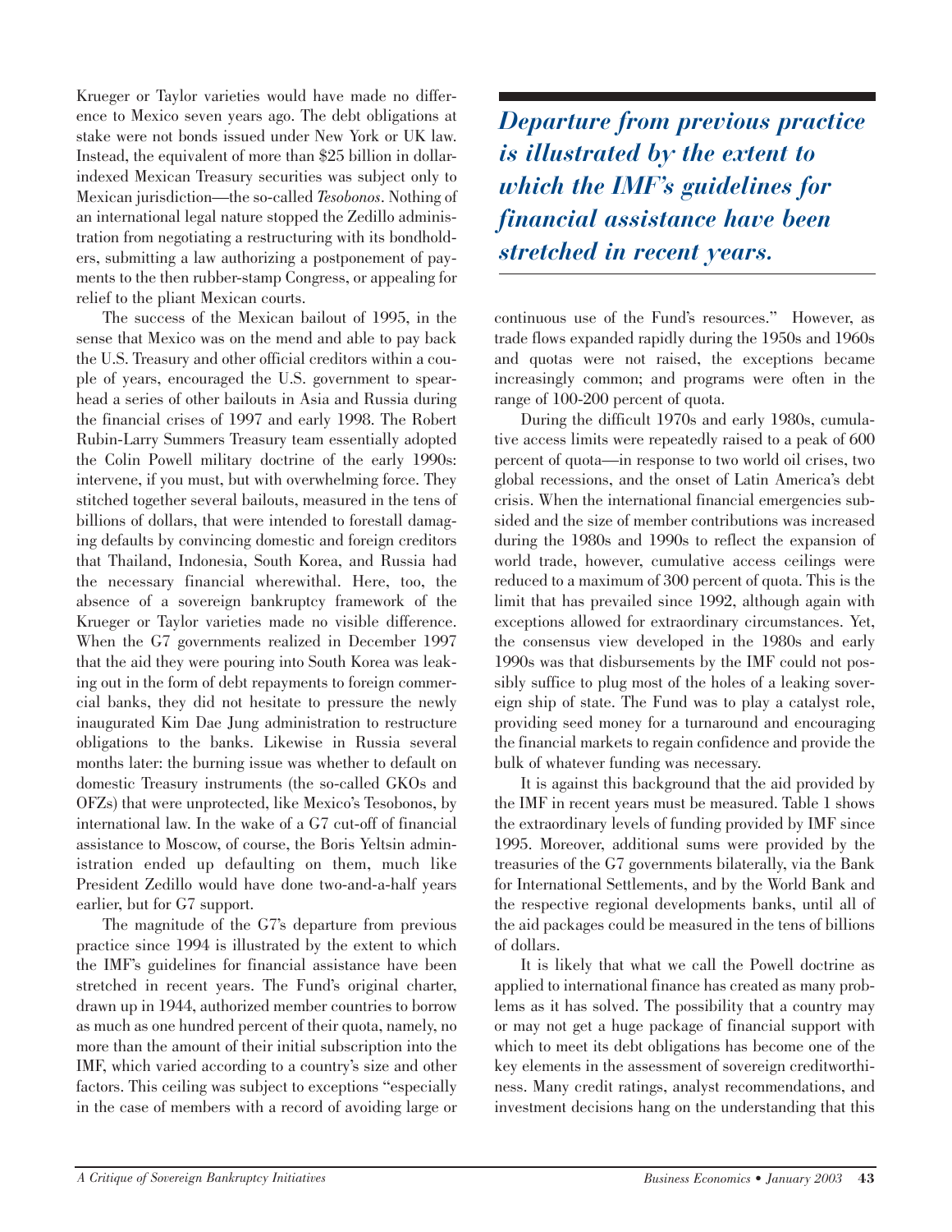Krueger or Taylor varieties would have made no difference to Mexico seven years ago. The debt obligations at stake were not bonds issued under New York or UK law. Instead, the equivalent of more than $25 billion in dollar-indexed Mexican Treasury securities was subject only to Mexican jurisdiction—the so-called *Tesobonos*. Nothing of an international legal nature stopped the Zedillo administration from negotiating a restructuring with its bondholders, submitting a law authorizing a postponement of payments to the then rubber-stamp Congress, or appealing for relief to the pliant Mexican courts.

The success of the Mexican bailout of 1995, in the sense that Mexico was on the mend and able to pay back the U.S. Treasury and other official creditors within a couple of years, encouraged the U.S. government to spearhead a series of other bailouts in Asia and Russia during the financial crises of 1997 and early 1998. The Robert Rubin-Larry Summers Treasury team essentially adopted the Colin Powell military doctrine of the early 1990s: intervene, if you must, but with overwhelming force. They stitched together several bailouts, measured in the tens of billions of dollars, that were intended to forestall damaging defaults by convincing domestic and foreign creditors that Thailand, Indonesia, South Korea, and Russia had the necessary financial wherewithal. Here, too, the absence of a sovereign bankruptcy framework of the Krueger or Taylor varieties made no visible difference. When the G7 governments realized in December 1997 that the aid they were pouring into South Korea was leaking out in the form of debt repayments to foreign commercial banks, they did not hesitate to pressure the newly inaugurated Kim Dae Jung administration to restructure obligations to the banks. Likewise in Russia several months later: the burning issue was whether to default on domestic Treasury instruments (the so-called GKOs and OFZs) that were unprotected, like Mexico's Tesobonos, by international law. In the wake of a G7 cut-off of financial assistance to Moscow, of course, the Boris Yeltsin administration ended up defaulting on them, much like President Zedillo would have done two-and-a-half years earlier, but for G7 support.

The magnitude of the G7's departure from previous practice since 1994 is illustrated by the extent to which the IMF's guidelines for financial assistance have been stretched in recent years. The Fund's original charter, drawn up in 1944, authorized member countries to borrow as much as one hundred percent of their quota, namely, no more than the amount of their initial subscription into the IMF, which varied according to a country's size and other factors. This ceiling was subject to exceptions "especially in the case of members with a record of avoiding large or continuous use of the Fund's resources." However, as trade flows expanded rapidly during the 1950s and 1960s and quotas were not raised, the exceptions became increasingly common; and programs were often in the range of 100-200 percent of quota.

> ***Departure from previous practice is illustrated by the extent to which the IMF's guidelines for financial assistance have been stretched in recent years.***

During the difficult 1970s and early 1980s, cumulative access limits were repeatedly raised to a peak of 600 percent of quota—in response to two world oil crises, two global recessions, and the onset of Latin America's debt crisis. When the international financial emergencies subsided and the size of member contributions was increased during the 1980s and 1990s to reflect the expansion of world trade, however, cumulative access ceilings were reduced to a maximum of 300 percent of quota. This is the limit that has prevailed since 1992, although again with exceptions allowed for extraordinary circumstances. Yet, the consensus view developed in the 1980s and early 1990s was that disbursements by the IMF could not possibly suffice to plug most of the holes of a leaking sovereign ship of state. The Fund was to play a catalyst role, providing seed money for a turnaround and encouraging the financial markets to regain confidence and provide the bulk of whatever funding was necessary.

It is against this background that the aid provided by the IMF in recent years must be measured. Table 1 shows the extraordinary levels of funding provided by IMF since 1995. Moreover, additional sums were provided by the treasuries of the G7 governments bilaterally, via the Bank for International Settlements, and by the World Bank and the respective regional developments banks, until all of the aid packages could be measured in the tens of billions of dollars.

It is likely that what we call the Powell doctrine as applied to international finance has created as many problems as it has solved. The possibility that a country may or may not get a huge package of financial support with which to meet its debt obligations has become one of the key elements in the assessment of sovereign creditworthiness. Many credit ratings, analyst recommendations, and investment decisions hang on the understanding that this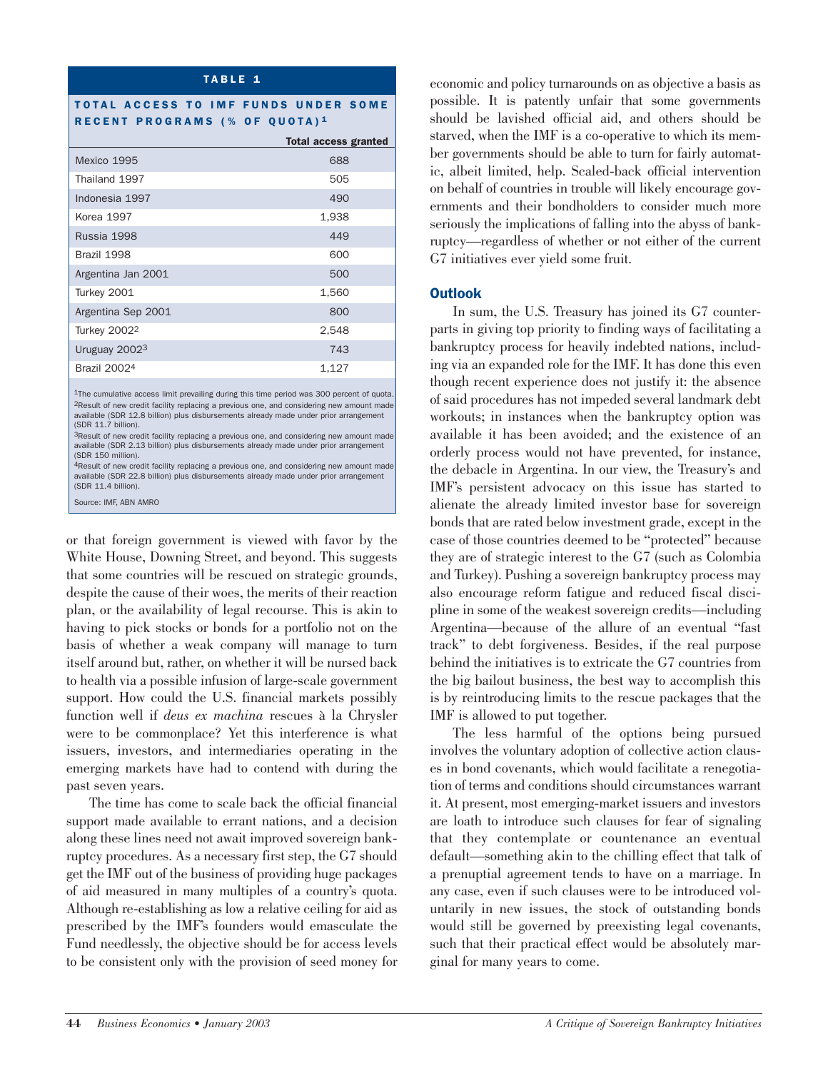**TABLE 1**

**TOTAL ACCESS TO IMF FUNDS UNDER SOME RECENT PROGRAMS (% OF QUOTA)[1]**

| | Total access granted |
|---|---|
| Mexico 1995 | 688 |
| Thailand 1997 | 505 |
| Indonesia 1997 | 490 |
| Korea 1997 | 1,938 |
| Russia 1998 | 449 |
| Brazil 1998 | 600 |
| Argentina Jan 2001 | 500 |
| Turkey 2001 | 1,560 |
| Argentina Sep 2001 | 800 |
| Turkey 2002[2] | 2,548 |
| Uruguay 2002[3] | 743 |
| Brazil 2002[4] | 1,127 |

[1]The cumulative access limit prevailing during this time period was 300 percent of quota.
[2]Result of new credit facility replacing a previous one, and considering new amount made available (SDR 12.8 billion) plus disbursements already made under prior arrangement (SDR 11.7 billion).
[3]Result of new credit facility replacing a previous one, and considering new amount made available (SDR 2.13 billion) plus disbursements already made under prior arrangement (SDR 150 million).
[4]Result of new credit facility replacing a previous one, and considering new amount made available (SDR 22.8 billion) plus disbursements already made under prior arrangement (SDR 11.4 billion).

Source: IMF, ABN AMRO

or that foreign government is viewed with favor by the White House, Downing Street, and beyond. This suggests that some countries will be rescued on strategic grounds, despite the cause of their woes, the merits of their reaction plan, or the availability of legal recourse. This is akin to having to pick stocks or bonds for a portfolio not on the basis of whether a weak company will manage to turn itself around but, rather, on whether it will be nursed back to health via a possible infusion of large-scale government support. How could the U.S. financial markets possibly function well if *deus ex machina* rescues à la Chrysler were to be commonplace? Yet this interference is what issuers, investors, and intermediaries operating in the emerging markets have had to contend with during the past seven years.

The time has come to scale back the official financial support made available to errant nations, and a decision along these lines need not await improved sovereign bankruptcy procedures. As a necessary first step, the G7 should get the IMF out of the business of providing huge packages of aid measured in many multiples of a country's quota. Although re-establishing as low a relative ceiling for aid as prescribed by the IMF's founders would emasculate the Fund needlessly, the objective should be for access levels to be consistent only with the provision of seed money for economic and policy turnarounds on as objective a basis as possible. It is patently unfair that some governments should be lavished official aid, and others should be starved, when the IMF is a co-operative to which its member governments should be able to turn for fairly automatic, albeit limited, help. Scaled-back official intervention on behalf of countries in trouble will likely encourage governments and their bondholders to consider much more seriously the implications of falling into the abyss of bankruptcy—regardless of whether or not either of the current G7 initiatives ever yield some fruit.

## Outlook

In sum, the U.S. Treasury has joined its G7 counterparts in giving top priority to finding ways of facilitating a bankruptcy process for heavily indebted nations, including via an expanded role for the IMF. It has done this even though recent experience does not justify it: the absence of said procedures has not impeded several landmark debt workouts; in instances when the bankruptcy option was available it has been avoided; and the existence of an orderly process would not have prevented, for instance, the debacle in Argentina. In our view, the Treasury's and IMF's persistent advocacy on this issue has started to alienate the already limited investor base for sovereign bonds that are rated below investment grade, except in the case of those countries deemed to be "protected" because they are of strategic interest to the G7 (such as Colombia and Turkey). Pushing a sovereign bankruptcy process may also encourage reform fatigue and reduced fiscal discipline in some of the weakest sovereign credits—including Argentina—because of the allure of an eventual "fast track" to debt forgiveness. Besides, if the real purpose behind the initiatives is to extricate the G7 countries from the big bailout business, the best way to accomplish this is by reintroducing limits to the rescue packages that the IMF is allowed to put together.

The less harmful of the options being pursued involves the voluntary adoption of collective action clauses in bond covenants, which would facilitate a renegotiation of terms and conditions should circumstances warrant it. At present, most emerging-market issuers and investors are loath to introduce such clauses for fear of signaling that they contemplate or countenance an eventual default—something akin to the chilling effect that talk of a prenuptial agreement tends to have on a marriage. In any case, even if such clauses were to be introduced voluntarily in new issues, the stock of outstanding bonds would still be governed by preexisting legal covenants, such that their practical effect would be absolutely marginal for many years to come.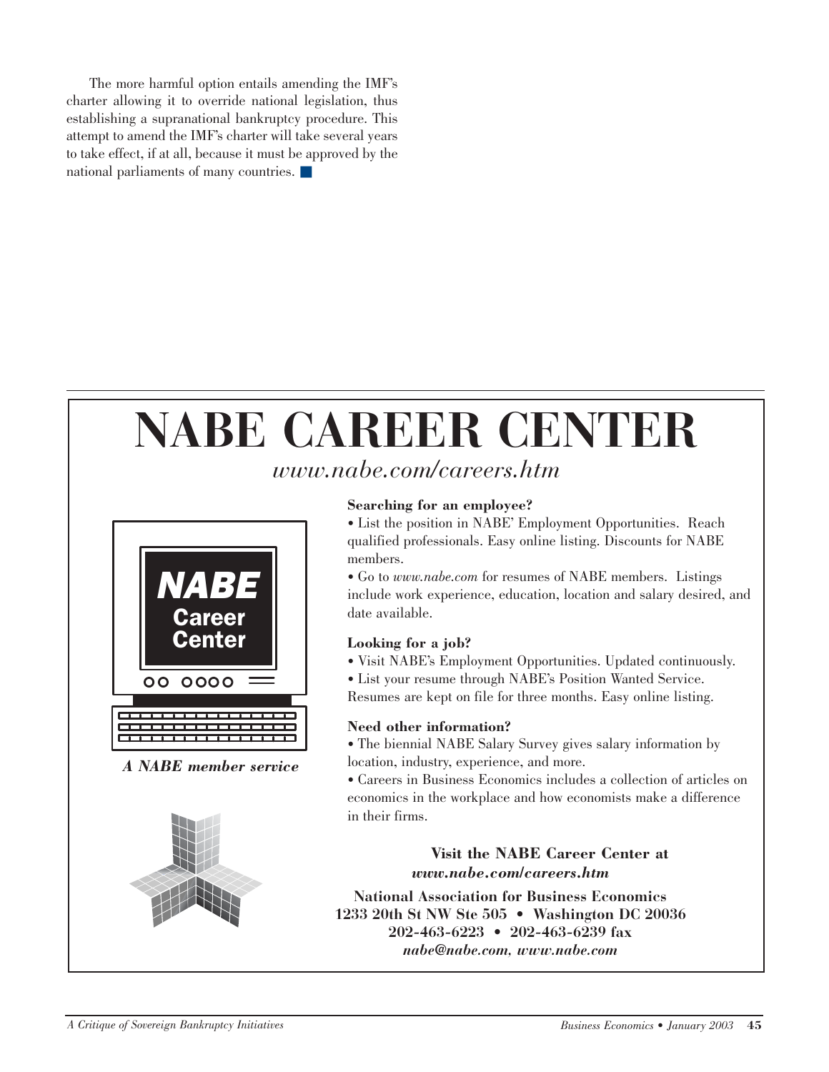The more harmful option entails amending the IMF's charter allowing it to override national legislation, thus establishing a supranational bankruptcy procedure. This attempt to amend the IMF's charter will take several years to take effect, if at all, because it must be approved by the national parliaments of many countries. ■

# NABE CAREER CENTER

*www.nabe.com/careers.htm*

NABE Career Center

***A NABE member service***

**Searching for an employee?**

• List the position in NABE' Employment Opportunities. Reach qualified professionals. Easy online listing. Discounts for NABE members.

• Go to *www.nabe.com* for resumes of NABE members. Listings include work experience, education, location and salary desired, and date available.

**Looking for a job?**

• Visit NABE's Employment Opportunities. Updated continuously.

• List your resume through NABE's Position Wanted Service. Resumes are kept on file for three months. Easy online listing.

**Need other information?**

• The biennial NABE Salary Survey gives salary information by location, industry, experience, and more.

• Careers in Business Economics includes a collection of articles on economics in the workplace and how economists make a difference in their firms.

**Visit the NABE Career Center at**
***www.nabe.com/careers.htm***

**National Association for Business Economics**
**1233 20th St NW Ste 505 • Washington DC 20036**
**202-463-6223 • 202-463-6239 fax**
***nabe@nabe.com, www.nabe.com***